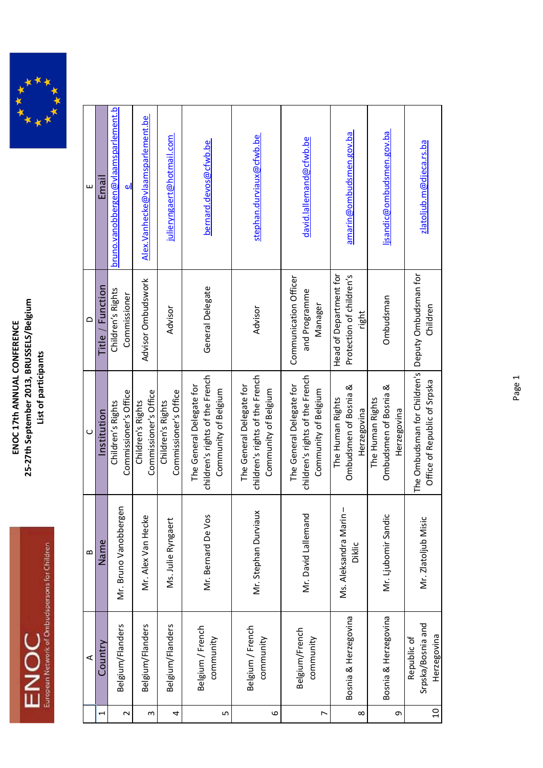# ENOC 17th ANNUAL CONFERENCE

## 25-27th September 2013, BRUSSELS/Belgium

### List of participants

|  | A | B | C | D | E |
|---|---|---|---|---|---|
| 1 | Country | Name | Institution | Title / Function | Email |
| 2 | Belgium/Flanders | Mr. Bruno Vanobbergen | Children's Rights Commissioner's Office | Children's Rights Commissioner | bruno.vanobbergen@vlaamsparlement.be |
| 3 | Belgium/Flanders | Mr. Alex Van Hecke | Children's Rights Commissioner's Office | Advisor Ombudswork | Alex.Vanhecke@vlaamsparlement.be |
| 4 | Belgium/Flanders | Ms. Julie Ryngaert | Children's Rights Commissioner's Office | Advisor | julieryngaert@hotmail.com |
| 5 | Belgium / French community | Mr. Bernard De Vos | The General Delegate for children's rights of the French Community of Belgium | General Delegate | bernard.devos@cfwb.be |
| 6 | Belgium / French community | Mr. Stephan Durviaux | The General Delegate for children's rights of the French Community of Belgium | Advisor | stephan.durviaux@cfwb.be |
| 7 | Belgium/French community | Mr. David Lallemand | The General Delegate for children's rights of the French Community of Belgium | Communication Officer and Programme Manager | david.lallemand@cfwb.be |
| 8 | Bosnia & Herzegovina | Ms. Aleksandra Marin – Diklic | The Human Rights Ombudsmen of Bosnia & Herzegovina | Head of Department for Protection of children's right | amarin@ombudsmen.gov.ba |
| 9 | Bosnia & Herzegovina | Mr. Ljubomir Sandic | The Human Rights Ombudsmen of Bosnia & Herzegovina | Ombudsman | ljsandic@ombudsmen.gov.ba |
| 10 | Republic of Srpska/Bosnia and Herzegovina | Mr. Zlatoljub Misic | The Ombudsman for Children's Office of Republic of Srpska | Deputy Ombudsman for Children | zlatoljub.m@djeca.rs.ba |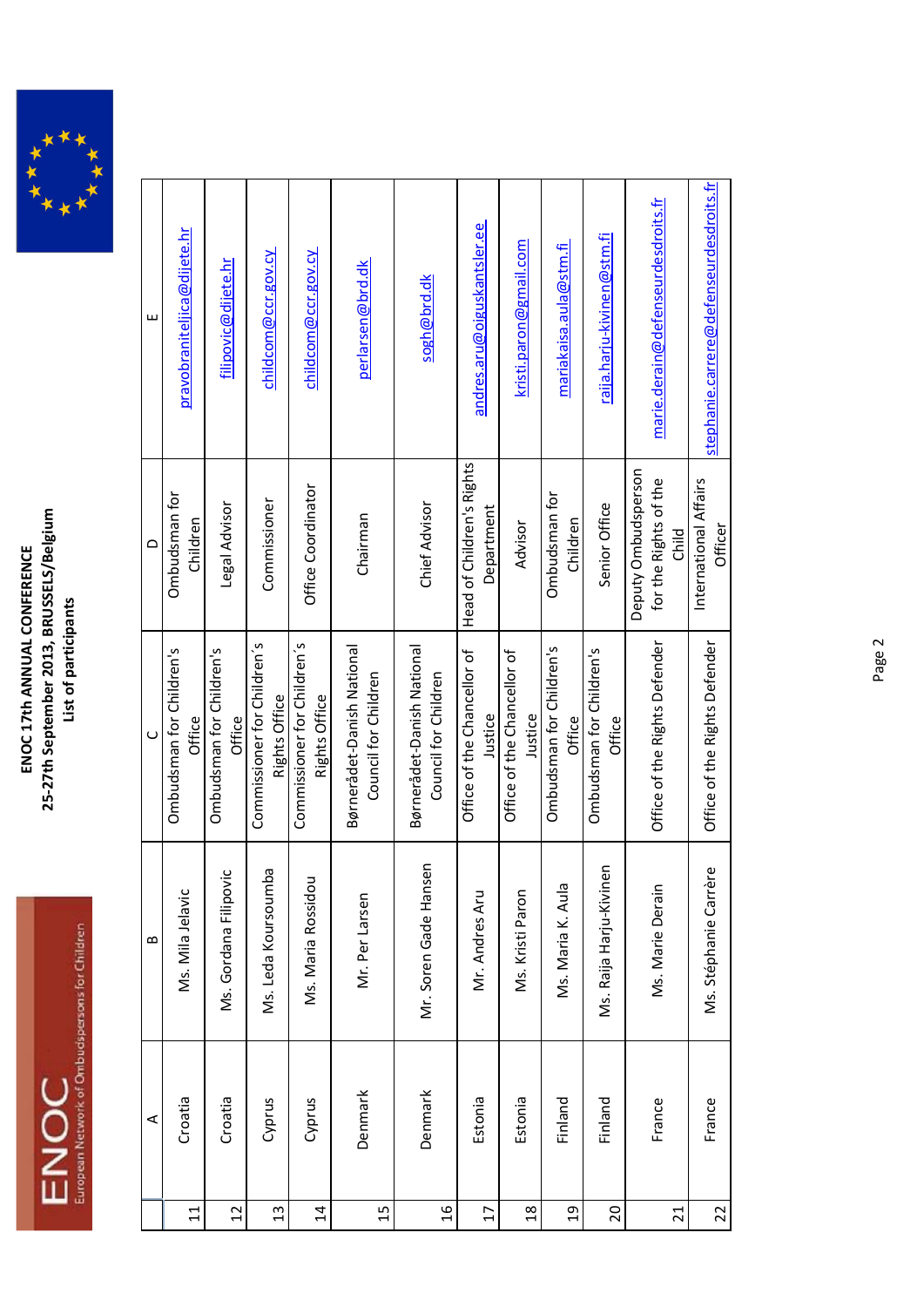# ENOC 17th ANNUAL CONFERENCE
## 25-27th September 2013, BRUSSELS/Belgium
### List of participants

|  | A | B | C | D | E |
|---|---|---|---|---|---|
| 11 | Croatia | Ms. Mila Jelavic | Ombudsman for Children's Office | Ombudsman for Children | pravobraniteljica@dijete.hr |
| 12 | Croatia | Ms. Gordana Filipovic | Ombudsman for Children's Office | Legal Advisor | filipovic@dijete.hr |
| 13 | Cyprus | Ms. Leda Koursoumba | Commissioner for Children´s Rights Office | Commissioner | childcom@ccr.gov.cy |
| 14 | Cyprus | Ms. Maria Rossidou | Commissioner for Children´s Rights Office | Office Coordinator | childcom@ccr.gov.cy |
| 15 | Denmark | Mr. Per Larsen | Børnerådet-Danish National Council for Children | Chairman | perlarsen@brd.dk |
| 16 | Denmark | Mr. Soren Gade Hansen | Børnerådet-Danish National Council for Children | Chief Advisor | sogh@brd.dk |
| 17 | Estonia | Mr. Andres Aru | Office of the Chancellor of Justice | Head of Children's Rights Department | andres.aru@oiguskantsler.ee |
| 18 | Estonia | Ms. Kristi Paron | Office of the Chancellor of Justice | Advisor | kristi.paron@gmail.com |
| 19 | Finland | Ms. Maria K. Aula | Ombudsman for Children's Office | Ombudsman for Children | mariakaisa.aula@stm.fi |
| 20 | Finland | Ms. Raija Harju-Kivinen | Ombudsman for Children's Office | Senior Office | raija.harju-kivinen@stm.fi |
| 21 | France | Ms. Marie Derain | Office of the Rights Defender | Deputy Ombudsperson for the Rights of the Child | marie.derain@defenseurdesdroits.fr |
| 22 | France | Ms. Stéphanie Carrère | Office of the Rights Defender | International Affairs Officer | stephanie.carrere@defenseurdesdroits.fr |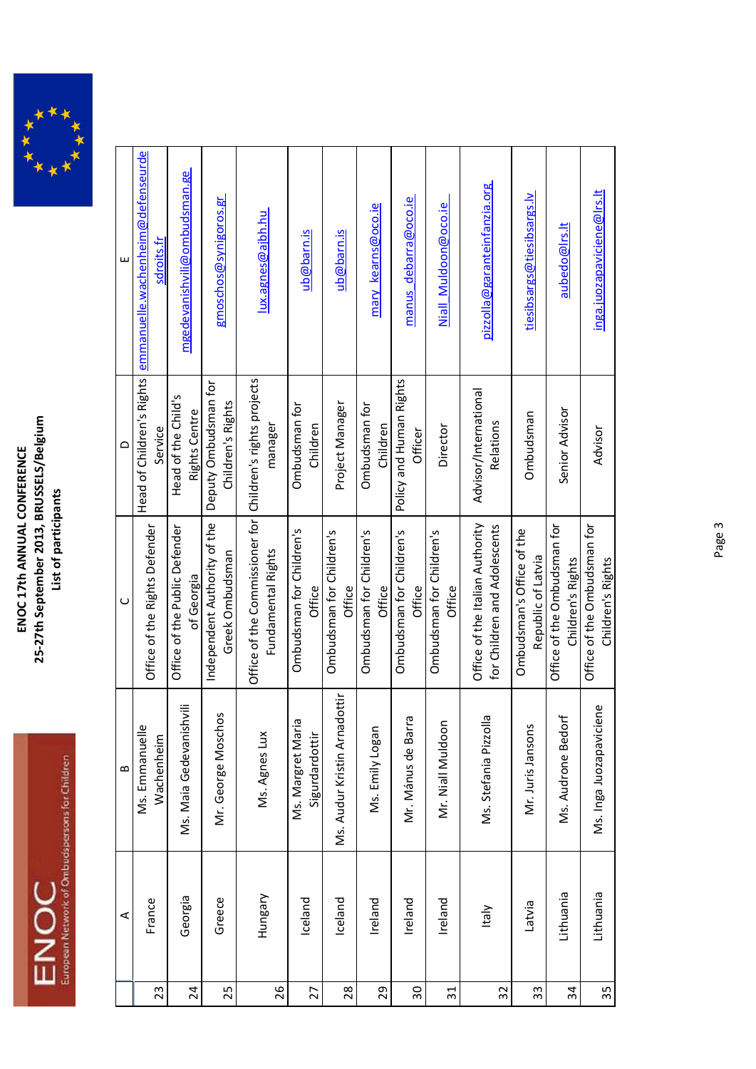**ENOC 17th ANNUAL CONFERENCE**
**25-27th September 2013, BRUSSELS/Belgium**
**List of participants**

| | A | B | C | D | E |
|---|---|---|---|---|---|
| 23 | France | Ms. Emmanuelle Wachenheim | Office of the Rights Defender | Head of Children's Rights Service | emmanuelle.wachenheim@defenseurdesdroits.fr |
| 24 | Georgia | Ms. Maia Gedevanishvili | Office of the Public Defender of Georgia | Head of the Child's Rights Centre | mgedevanishvili@ombudsman.ge |
| 25 | Greece | Mr. George Moschos | Independent Authority of the Greek Ombudsman | Deputy Ombudsman for Children's Rights | gmoschos@synigoros.gr |
| 26 | Hungary | Ms. Agnes Lux | Office of the Commissioner for Fundamental Rights | Children's rights projects manager | lux.agnes@ajbh.hu |
| 27 | Iceland | Ms. Margret Maria Sigurdardottir | Ombudsman for Children's Office | Ombudsman for Children | ub@barn.is |
| 28 | Iceland | Ms. Audur Kristin Arnadottir | Ombudsman for Children's Office | Project Manager | ub@barn.is |
| 29 | Ireland | Ms. Emily Logan | Ombudsman for Children's Office | Ombudsman for Children | mary_kearns@oco.ie |
| 30 | Ireland | Mr. Mánus de Barra | Ombudsman for Children's Office | Policy and Human Rights Officer | manus_debarra@oco.ie |
| 31 | Ireland | Mr. Niall Muldoon | Ombudsman for Children's Office | Director | Niall_Muldoon@oco.ie |
| 32 | Italy | Ms. Stefania Pizzolla | Office of the Italian Authority for Children and Adolescents | Advisor/International Relations | pizzolla@garanteinfanzia.org |
| 33 | Latvia | Mr. Juris Jansons | Ombudsman's Office of the Republic of Latvia | Ombudsman | tiesibsargs@tiesibsargs.lv |
| 34 | Lithuania | Ms. Audrone Bedorf | Office of the Ombudsman for Children's Rights | Senior Advisor | aubedo@lrs.lt |
| 35 | Lithuania | Ms. Inga Juozapaviciene | Office of the Ombudsman for Children's Rights | Advisor | inga.juozapaviciene@lrs.lt |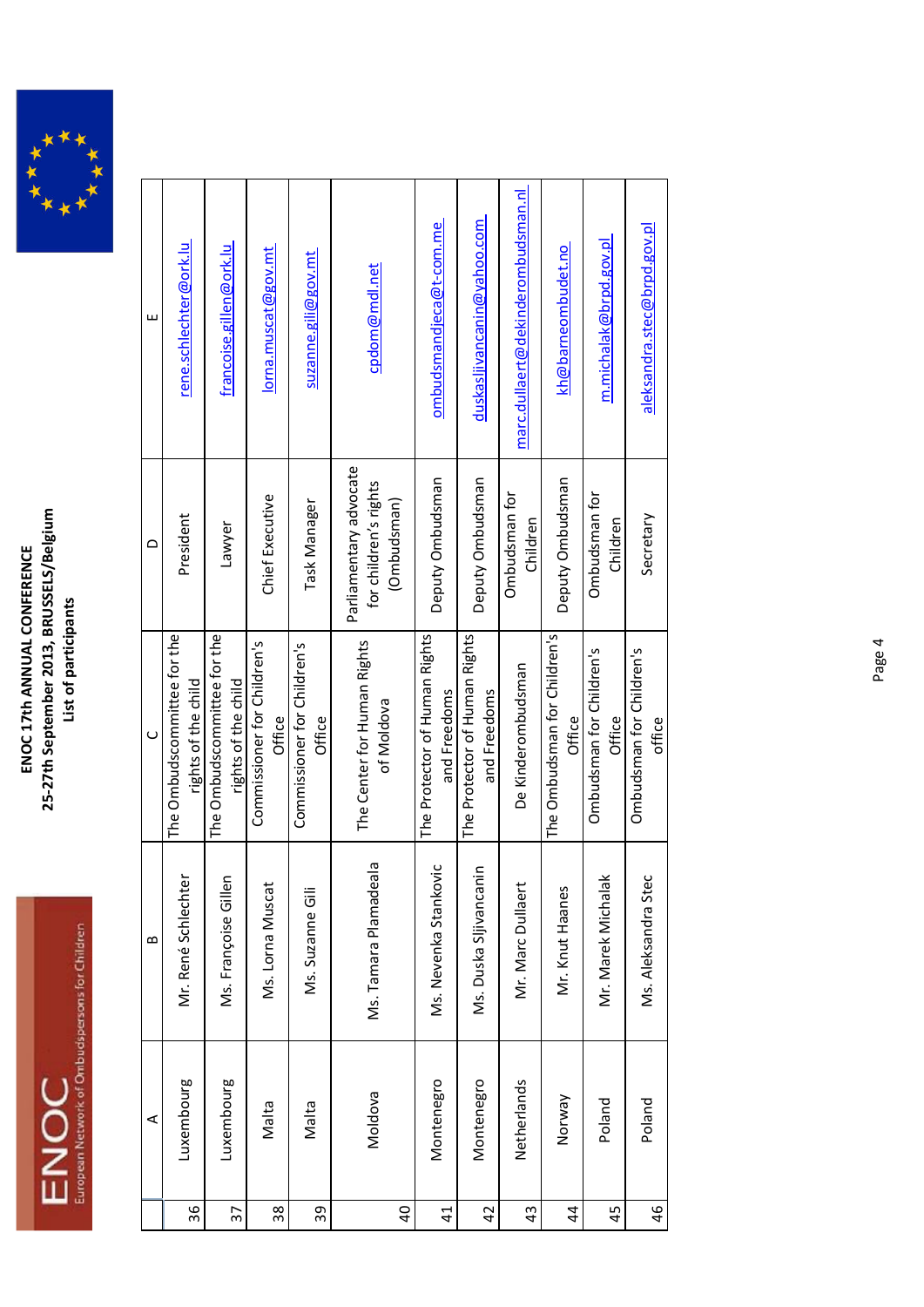# ENOC 17th ANNUAL CONFERENCE
## 25-27th September 2013, BRUSSELS/Belgium
### List of participants

| | A | B | C | D | E |
|---|---|---|---|---|---|
| 36 | Luxembourg | Mr. René Schlechter | The Ombudscommittee for the rights of the child | President | rene.schlechter@ork.lu |
| 37 | Luxembourg | Ms. Françoise Gillen | The Ombudscommittee for the rights of the child | Lawyer | francoise.gillen@ork.lu |
| 38 | Malta | Ms. Lorna Muscat | Commissioner for Children's Office | Chief Executive | lorna.muscat@gov.mt |
| 39 | Malta | Ms. Suzanne Gili | Commissioner for Children's Office | Task Manager | suzanne.gili@gov.mt |
| 40 | Moldova | Ms. Tamara Plamadeala | The Center for Human Rights of Moldova | Parliamentary advocate for children's rights (Ombudsman) | cpdom@mdl.net |
| 41 | Montenegro | Ms. Nevenka Stankovic | The Protector of Human Rights and Freedoms | Deputy Ombudsman | ombudsmandjeca@t-com.me |
| 42 | Montenegro | Ms. Duska Sljivancanin | The Protector of Human Rights and Freedoms | Deputy Ombudsman | duskasljivancanin@yahoo.com |
| 43 | Netherlands | Mr. Marc Dullaert | De Kinderombudsman | Ombudsman for Children | marc.dullaert@dekinderombudsman.nl |
| 44 | Norway | Mr. Knut Haanes | The Ombudsman for Children's Office | Deputy Ombudsman | kh@barneombudet.no |
| 45 | Poland | Mr. Marek Michalak | Ombudsman for Children's Office | Ombudsman for Children | m.michalak@brpd.gov.pl |
| 46 | Poland | Ms. Aleksandra Stec | Ombudsman for Children's office | Secretary | aleksandra.stec@brpd.gov.pl |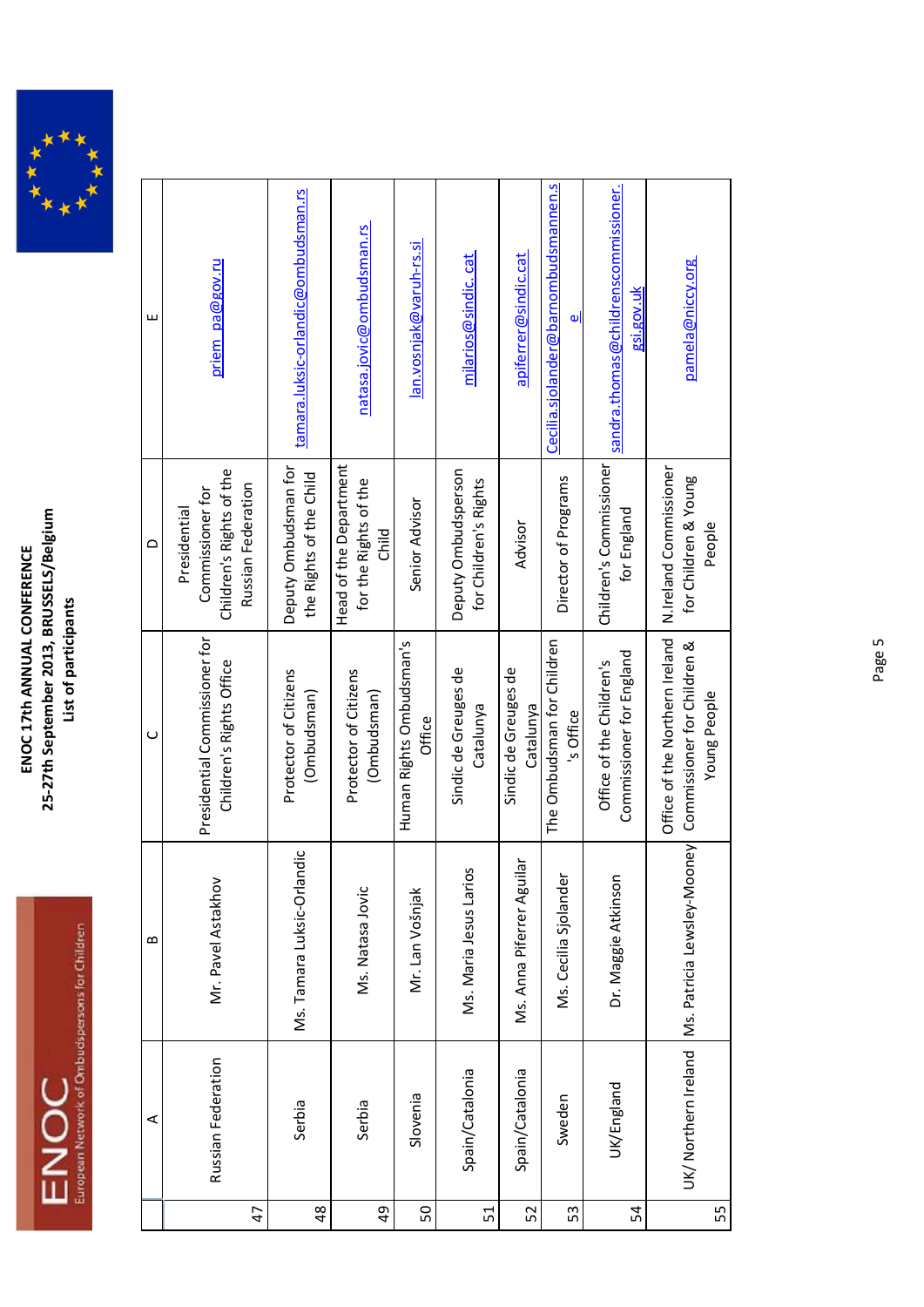**ENOC 17th ANNUAL CONFERENCE**
**25-27th September 2013, BRUSSELS/Belgium**
**List of participants**

| | A | B | C | D | E |
|---|---|---|---|---|---|
| 47 | Russian Federation | Mr. Pavel Astakhov | Presidential Commissioner for Children's Rights Office | Presidential Commissioner for Children's Rights of the Russian Federation | priem_pa@gov.ru |
| 48 | Serbia | Ms. Tamara Luksic-Orlandic | Protector of Citizens (Ombudsman) | Deputy Ombudsman for the Rights of the Child | tamara.luksic-orlandic@ombudsman.rs |
| 49 | Serbia | Ms. Natasa Jovic | Protector of Citizens (Ombudsman) | Head of the Department for the Rights of the Child | natasa.jovic@ombudsman.rs |
| 50 | Slovenia | Mr. Lan Vošnjak | Human Rights Ombudsman's Office | Senior Advisor | lan.vosnjak@varuh-rs.si |
| 51 | Spain/Catalonia | Ms. Maria Jesus Larios | Sindic de Greuges de Catalunya | Deputy Ombudsperson for Children's Rights | mjlarios@sindic.cat |
| 52 | Spain/Catalonia | Ms. Anna Piferrer Aguilar | Sindic de Greuges de Catalunya | Advisor | apiferrer@sindic.cat |
| 53 | Sweden | Ms. Cecilia Sjolander | The Ombudsman for Children 's Office | Director of Programs | Cecilia.sjolander@barnombudsmannen.se |
| 54 | UK/England | Dr. Maggie Atkinson | Office of the Children's Commissioner for England | Children's Commissioner for England | sandra.thomas@childrenscommissioner.gsi.gov.uk |
| 55 | UK/ Northern Ireland | Ms. Patricia Lewsley-Mooney | Office of the Northern Ireland Commissioner for Children & Young People | N.Ireland Commissioner for Children & Young People | pamela@niccy.org |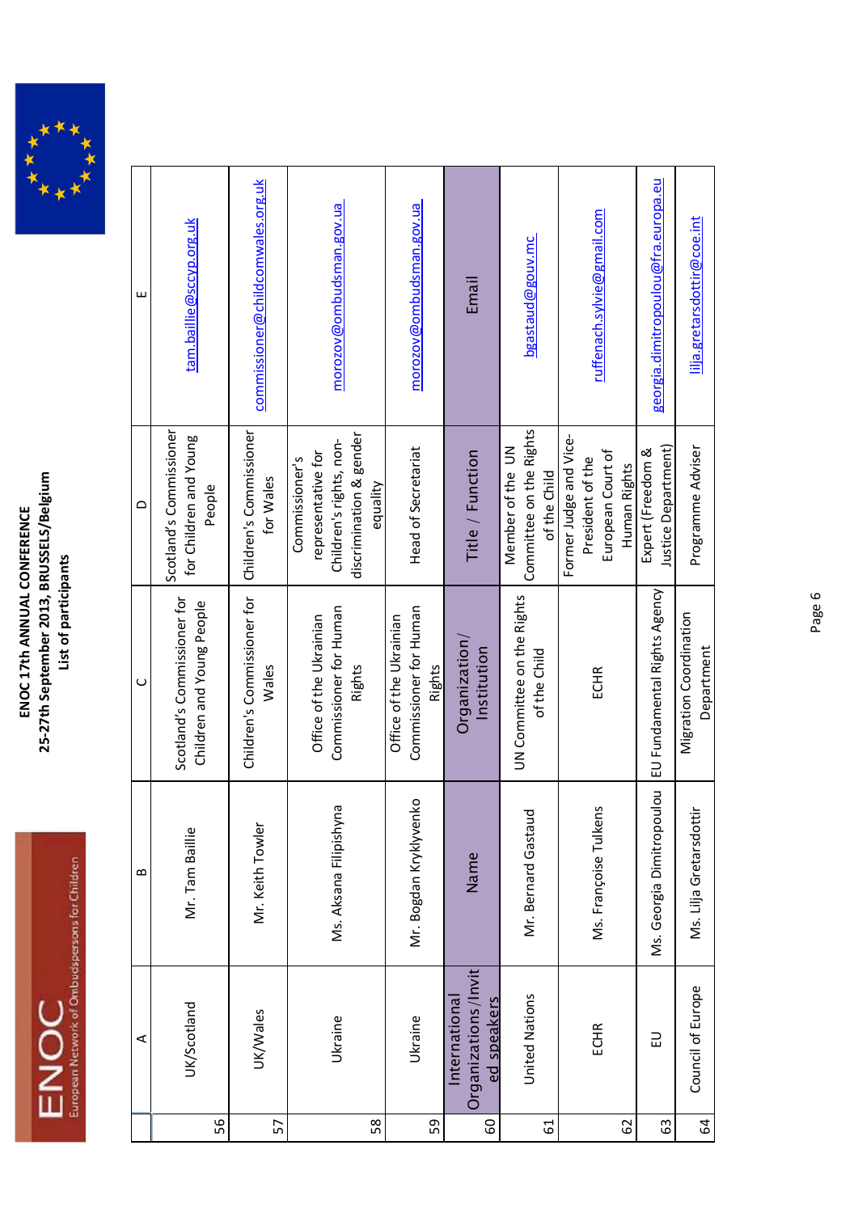# ENOC 17th ANNUAL CONFERENCE
## 25-27th September 2013, BRUSSELS/Belgium
### List of participants

| | A | B | C | D | E |
|---|---|---|---|---|---|
| 56 | UK/Scotland | Mr. Tam Baillie | Scotland's Commissioner for Children and Young People | Scotland's Commissioner for Children and Young People | tam.baillie@sccyp.org.uk |
| 57 | UK/Wales | Mr. Keith Towler | Children's Commissioner for Wales | Children's Commissioner for Wales | commissioner@childcomwales.org.uk |
| 58 | Ukraine | Ms. Aksana Filipishyna | Office of the Ukrainian Commissioner for Human Rights | Commissioner's representative for Children's rights, non-discrimination & gender equality | morozov@ombudsman.gov.ua |
| 59 | Ukraine | Mr. Bogdan Kryklyvenko | Office of the Ukrainian Commissioner for Human Rights | Head of Secretariat | morozov@ombudsman.gov.ua |
| 60 | International Organizations/Invited speakers | Name | Organization/ Institution | Title / Function | Email |
| 61 | United Nations | Mr. Bernard Gastaud | UN Committee on the Rights of the Child | Member of the UN Committee on the Rights of the Child | bgastaud@gouv.mc |
| 62 | ECHR | Ms. Françoise Tulkens | ECHR | Former Judge and Vice-President of the European Court of Human Rights | ruffenach.sylvie@gmail.com |
| 63 | EU | Ms. Georgia Dimitropoulou | EU Fundamental Rights Agency | Expert (Freedom & Justice Department) | georgia.dimitropoulou@fra.europa.eu |
| 64 | Council of Europe | Ms. Lilja Gretarsdottir | Migration Coordination Department | Programme Adviser | lilja.gretarsdottir@coe.int |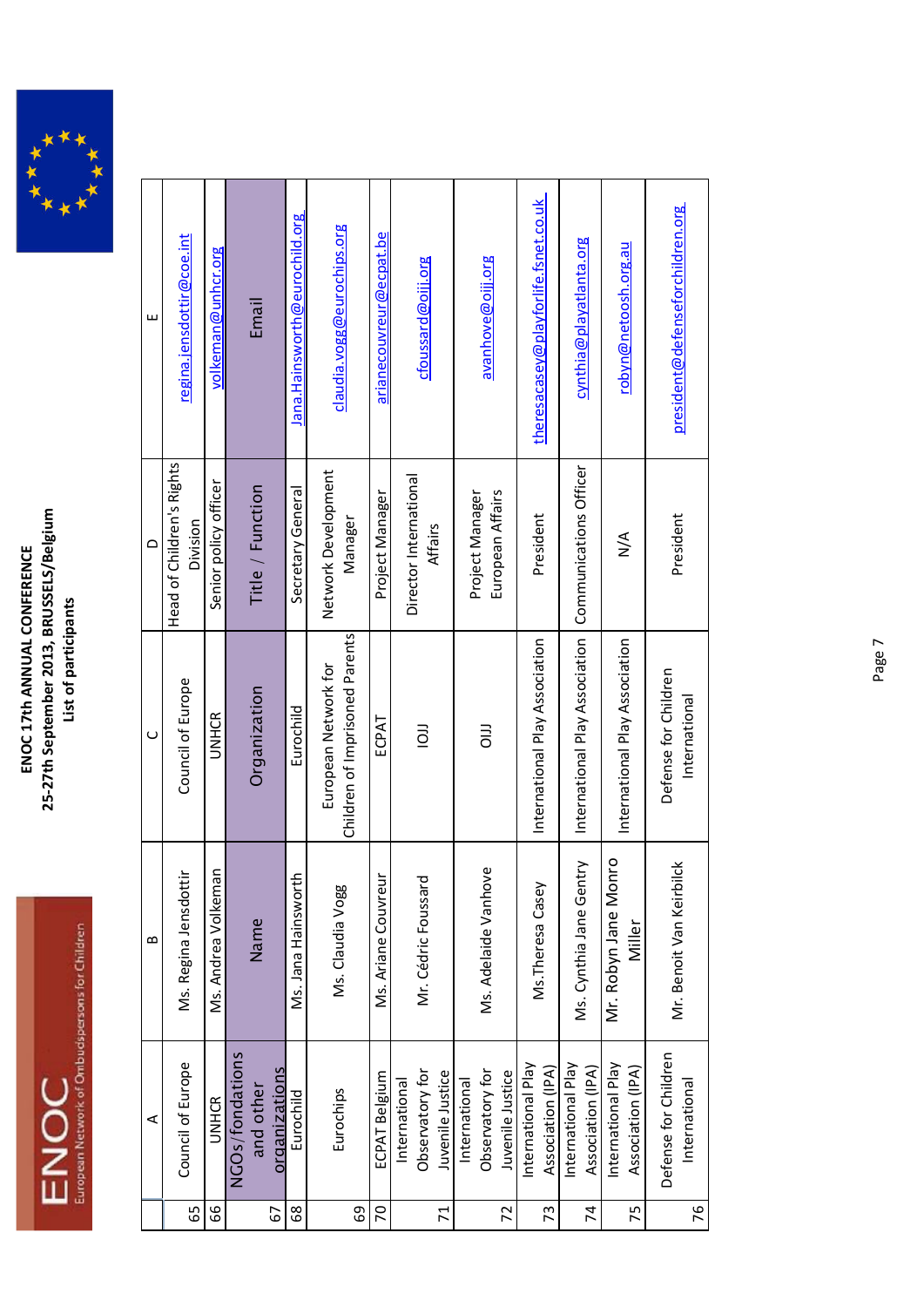# ENOC 17th ANNUAL CONFERENCE

## 25-27th September 2013, BRUSSELS/Belgium

### List of participants

| | A | B | C | D | E |
|---|---|---|---|---|---|
| 65 | Council of Europe | Ms. Regina Jensdottir | Council of Europe | Head of Children's Rights Division | regina.jensdottir@coe.int |
| 66 | UNHCR | Ms. Andrea Volkeman | UNHCR | Senior policy officer | volkeman@unhcr.org |
| 67 | NGOs/fondations and other organizations | Name | Organization | Title / Function | Email |
| 68 | Eurochild | Ms. Jana Hainsworth | Eurochild | Secretary General | Jana.Hainsworth@eurochild.org |
| 69 | Eurochips | Ms. Claudia Vogg | European Network for Children of Imprisoned Parents | Network Development Manager | claudia.vogg@eurochips.org |
| 70 | ECPAT Belgium | Ms. Ariane Couvreur | ECPAT | Project Manager | arianecouvreur@ecpat.be |
| 71 | International Observatory for Juvenile Justice | Mr. Cédric Foussard | IOJJ | Director International Affairs | cfoussard@oijj.org |
| 72 | International Observatory for Juvenile Justice | Ms. Adelaide Vanhove | OIJJ | Project Manager European Affairs | avanhove@oijj.org |
| 73 | International Play Association (IPA) | Ms.Theresa Casey | International Play Association | President | theresacasey@playforlife.fsnet.co.uk |
| 74 | International Play Association (IPA) | Ms. Cynthia Jane Gentry | International Play Association | Communications Officer | cynthia@playatlanta.org |
| 75 | International Play Association (IPA) | Mr. Robyn Jane Monro Miller | International Play Association | N/A | robyn@netoosh.org.au |
| 76 | Defense for Children International | Mr. Benoit Van Keirbilck | Defense for Children International | President | president@defenseforchildren.org |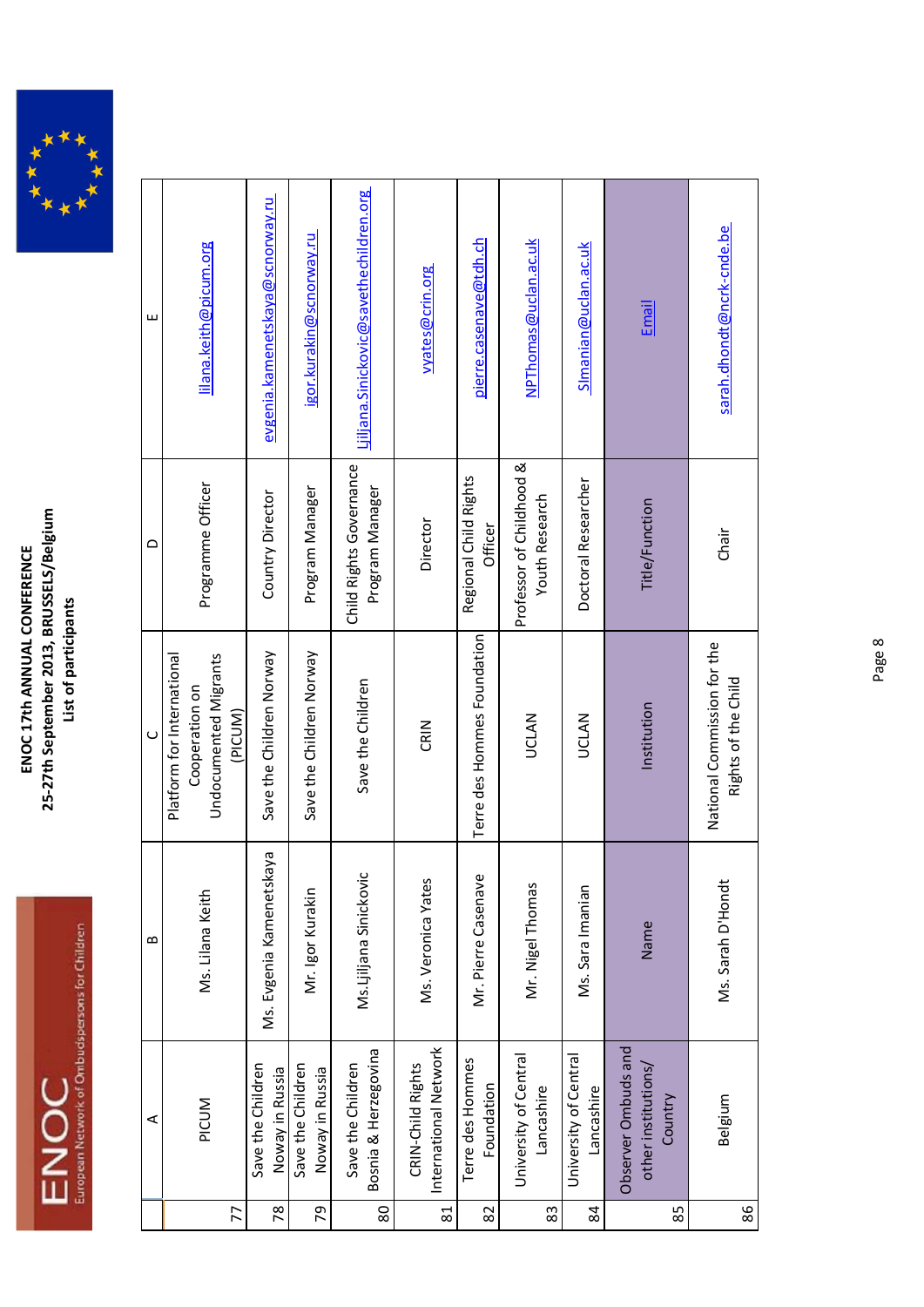# ENOC 17th ANNUAL CONFERENCE
## 25-27th September 2013, BRUSSELS/Belgium
### List of participants

| | A | B | C | D | E |
|---|---|---|---|---|---|
| 77 | PICUM | Ms. Lilana Keith | Platform for International Cooperation on Undocumented Migrants (PICUM) | Programme Officer | lilana.keith@picum.org |
| 78 | Save the Children Noway in Russia | Ms. Evgenia Kamenetskaya | Save the Children Norway | Country Director | evgenia.kamenetskaya@scnorway.ru |
| 79 | Save the Children Noway in Russia | Mr. Igor Kurakin | Save the Children Norway | Program Manager | igor.kurakin@scnorway.ru |
| 80 | Save the Children Bosnia & Herzegovina | Ms.Ljiljana Sinickovic | Save the Children | Child Rights Governance Program Manager | Ljiljana.Sinickovic@savethechildren.org |
| 81 | CRIN-Child Rights International Network | Ms. Veronica Yates | CRIN | Director | vyates@crin.org |
| 82 | Terre des Hommes Foundation | Mr. Pierre Casenave | Terre des Hommes Foundation | Regional Child Rights Officer | pierre.casenave@tdh.ch |
| 83 | University of Central Lancashire | Mr. Nigel Thomas | UCLAN | Professor of Childhood & Youth Research | NPThomas@uclan.ac.uk |
| 84 | University of Central Lancashire | Ms. Sara Imanian | UCLAN | Doctoral Researcher | SImanian@uclan.ac.uk |
| 85 | Observer Ombuds and other institutions/ Country | Name | Institution | Title/Function | Email |
| 86 | Belgium | Ms. Sarah D'Hondt | National Commission for the Rights of the Child | Chair | sarah.dhondt@ncrk-cnde.be |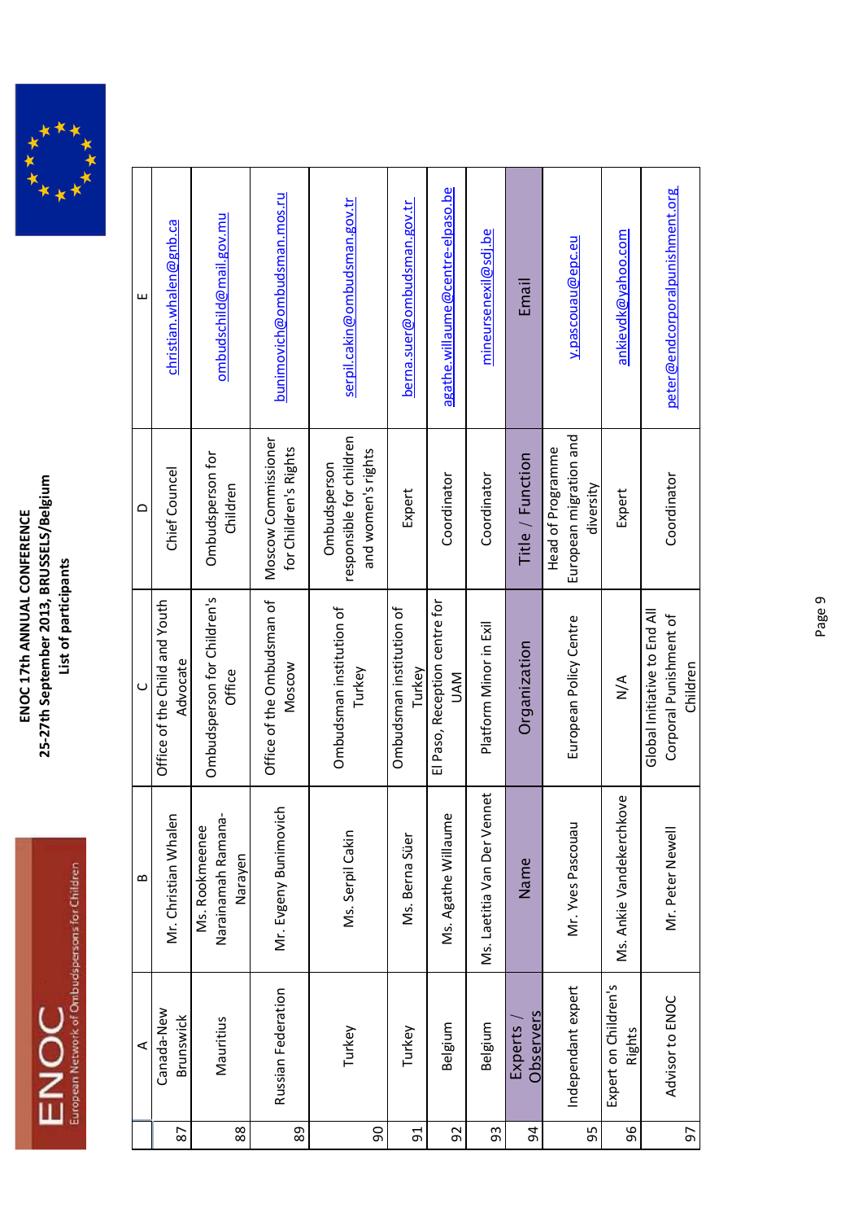**ENOC 17th ANNUAL CONFERENCE**
**25-27th September 2013, BRUSSELS/Belgium**
**List of participants**

| | A | B | C | D | E |
|---|---|---|---|---|---|
| 87 | Canada-New Brunswick | Mr. Christian Whalen | Office of the Child and Youth Advocate | Chief Councel | christian.whalen@gnb.ca |
| 88 | Mauritius | Ms. Rookmeenee Narainamah Ramana-Narayen | Ombudsperson for Children's Office | Ombudsperson for Children | ombudschild@mail.gov.mu |
| 89 | Russian Federation | Mr. Evgeny Bunimovich | Office of the Ombudsman of Moscow | Moscow Commissioner for Children's Rights | bunimovich@ombudsman.mos.ru |
| 90 | Turkey | Ms. Serpil Cakin | Ombudsman institution of Turkey | Ombudsperson responsible for children and women's rights | serpil.cakin@ombudsman.gov.tr |
| 91 | Turkey | Ms. Berna Süer | Ombudsman institution of Turkey | Expert | berna.suer@ombudsman.gov.tr |
| 92 | Belgium | Ms. Agathe Willaume | El Paso, Reception centre for UAM | Coordinator | agathe.willaume@centre-elpaso.be |
| 93 | Belgium | Ms. Laetitia Van Der Vennet | Platform Minor in Exil | Coordinator | mineursenexil@sdj.be |
| 94 | Experts / Observers | Name | Organization | Title / Function | Email |
| 95 | Independant expert | Mr. Yves Pascouau | European Policy Centre | Head of Programme European migration and diversity | y.pascouau@epc.eu |
| 96 | Expert on Children's Rights | Ms. Ankie Vandekerchkove | N/A | Expert | ankievdk@yahoo.com |
| 97 | Advisor to ENOC | Mr. Peter Newell | Global Initiative to End All Corporal Punishment of Children | Coordinator | peter@endcorporalpunishment.org |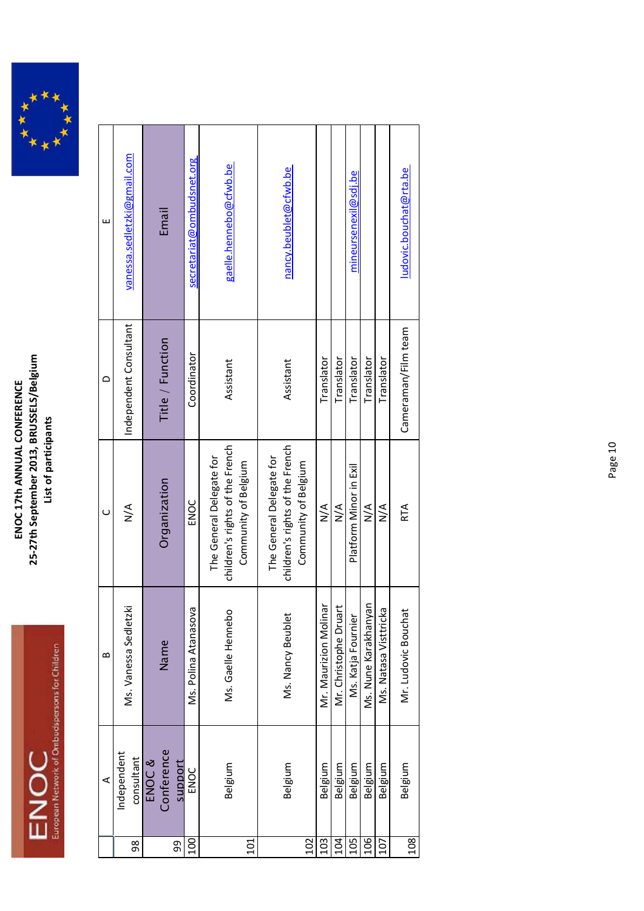# ENOC 17th ANNUAL CONFERENCE
## 25-27th September 2013, BRUSSELS/Belgium
### List of participants

| | A | B | C | D | E |
|---|---|---|---|---|---|
| 98 | Independent consultant | Ms. Vanessa Sedletzki | N/A | Independent Consultant | vanessa.sedletzki@gmail.com |
| 99 | ENOC & Conference support | Name | Organization | Title / Function | Email |
| 100 | ENOC | Ms. Polina Atanasova | ENOC | Coordinator | secretariat@ombudsnet.org |
| 101 | Belgium | Ms. Gaelle Hennebo | The General Delegate for children's rights of the French Community of Belgium | Assistant | gaelle.hennebo@cfwb.be |
| 102 | Belgium | Ms. Nancy Beublet | The General Delegate for children's rights of the French Community of Belgium | Assistant | nancy.beublet@cfwb.be |
| 103 | Belgium | Mr. Maurizion Molinar | N/A | Translator | |
| 104 | Belgium | Mr. Christophe Druart | N/A | Translator | |
| 105 | Belgium | Ms. Katja Fournier | Platform Minor in Exil | Translator | mineursenexil@sdj.be |
| 106 | Belgium | Ms. Nune Karakhanyan | N/A | Translator | |
| 107 | Belgium | Ms. Natasa Visttricka | N/A | Translator | |
| 108 | Belgium | Mr. Ludovic Bouchat | RTA | Cameraman/Film team | ludovic.bouchat@rta.be |